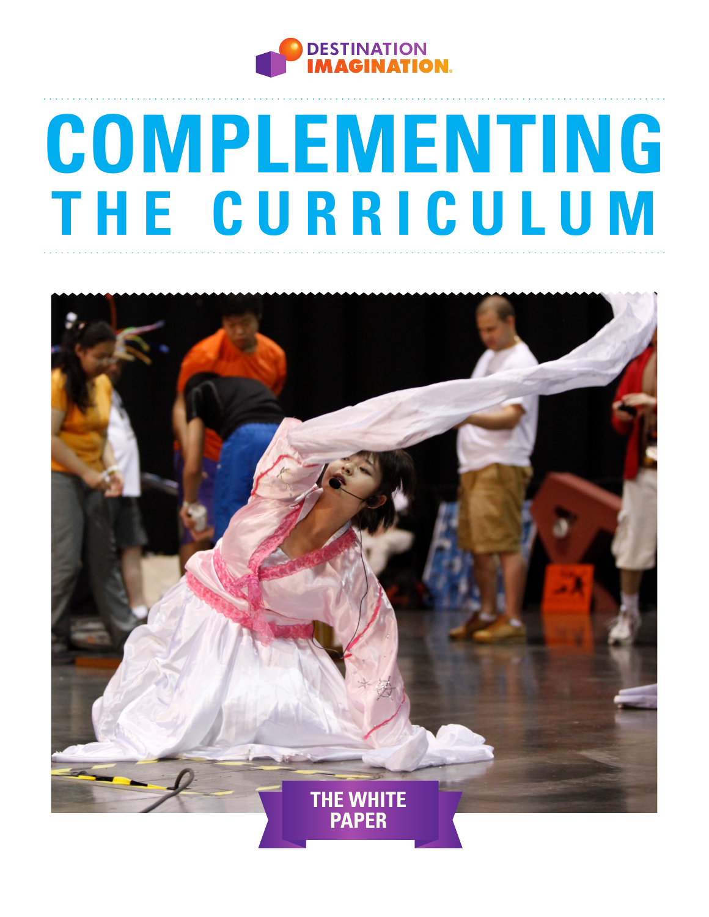DESTINATION IMAGINATION

# COMPLEMENTING THE CURRICULUM

THE WHITE PAPER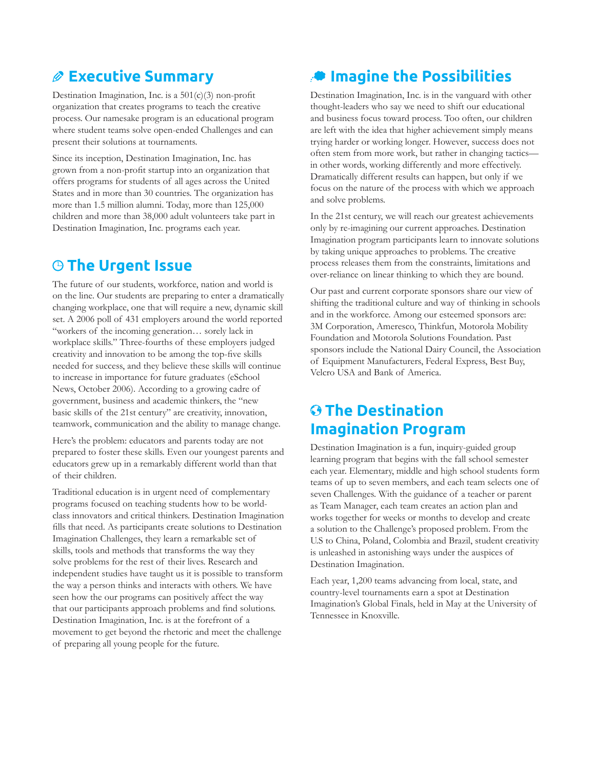## Executive Summary

Destination Imagination, Inc. is a 501(c)(3) non-profit organization that creates programs to teach the creative process. Our namesake program is an educational program where student teams solve open-ended Challenges and can present their solutions at tournaments.

Since its inception, Destination Imagination, Inc. has grown from a non-profit startup into an organization that offers programs for students of all ages across the United States and in more than 30 countries. The organization has more than 1.5 million alumni. Today, more than 125,000 children and more than 38,000 adult volunteers take part in Destination Imagination, Inc. programs each year.

## The Urgent Issue

The future of our students, workforce, nation and world is on the line. Our students are preparing to enter a dramatically changing workplace, one that will require a new, dynamic skill set. A 2006 poll of 431 employers around the world reported "workers of the incoming generation… sorely lack in workplace skills." Three-fourths of these employers judged creativity and innovation to be among the top-five skills needed for success, and they believe these skills will continue to increase in importance for future graduates (eSchool News, October 2006). According to a growing cadre of government, business and academic thinkers, the "new basic skills of the 21st century" are creativity, innovation, teamwork, communication and the ability to manage change.

Here's the problem: educators and parents today are not prepared to foster these skills. Even our youngest parents and educators grew up in a remarkably different world than that of their children.

Traditional education is in urgent need of complementary programs focused on teaching students how to be world-class innovators and critical thinkers. Destination Imagination fills that need. As participants create solutions to Destination Imagination Challenges, they learn a remarkable set of skills, tools and methods that transforms the way they solve problems for the rest of their lives. Research and independent studies have taught us it is possible to transform the way a person thinks and interacts with others. We have seen how the our programs can positively affect the way that our participants approach problems and find solutions. Destination Imagination, Inc. is at the forefront of a movement to get beyond the rhetoric and meet the challenge of preparing all young people for the future.

## Imagine the Possibilities

Destination Imagination, Inc. is in the vanguard with other thought-leaders who say we need to shift our educational and business focus toward process. Too often, our children are left with the idea that higher achievement simply means trying harder or working longer. However, success does not often stem from more work, but rather in changing tactics—in other words, working differently and more effectively. Dramatically different results can happen, but only if we focus on the nature of the process with which we approach and solve problems.

In the 21st century, we will reach our greatest achievements only by re-imagining our current approaches. Destination Imagination program participants learn to innovate solutions by taking unique approaches to problems. The creative process releases them from the constraints, limitations and over-reliance on linear thinking to which they are bound.

Our past and current corporate sponsors share our view of shifting the traditional culture and way of thinking in schools and in the workforce. Among our esteemed sponsors are: 3M Corporation, Ameresco, Thinkfun, Motorola Mobility Foundation and Motorola Solutions Foundation. Past sponsors include the National Dairy Council, the Association of Equipment Manufacturers, Federal Express, Best Buy, Velcro USA and Bank of America.

## The Destination Imagination Program

Destination Imagination is a fun, inquiry-guided group learning program that begins with the fall school semester each year. Elementary, middle and high school students form teams of up to seven members, and each team selects one of seven Challenges. With the guidance of a teacher or parent as Team Manager, each team creates an action plan and works together for weeks or months to develop and create a solution to the Challenge's proposed problem. From the U.S to China, Poland, Colombia and Brazil, student creativity is unleashed in astonishing ways under the auspices of Destination Imagination.

Each year, 1,200 teams advancing from local, state, and country-level tournaments earn a spot at Destination Imagination's Global Finals, held in May at the University of Tennessee in Knoxville.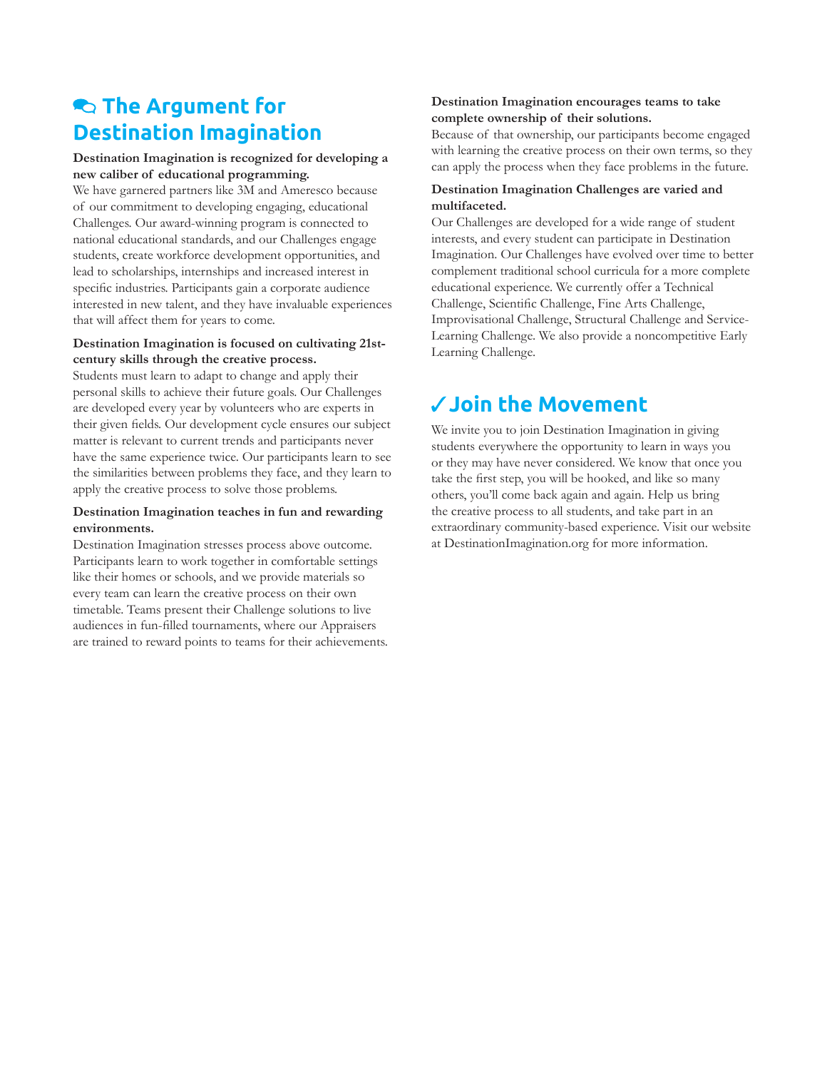## The Argument for Destination Imagination

**Destination Imagination is recognized for developing a new caliber of educational programming.**

We have garnered partners like 3M and Ameresco because of our commitment to developing engaging, educational Challenges. Our award-winning program is connected to national educational standards, and our Challenges engage students, create workforce development opportunities, and lead to scholarships, internships and increased interest in specific industries. Participants gain a corporate audience interested in new talent, and they have invaluable experiences that will affect them for years to come.

**Destination Imagination is focused on cultivating 21st-century skills through the creative process.**

Students must learn to adapt to change and apply their personal skills to achieve their future goals. Our Challenges are developed every year by volunteers who are experts in their given fields. Our development cycle ensures our subject matter is relevant to current trends and participants never have the same experience twice. Our participants learn to see the similarities between problems they face, and they learn to apply the creative process to solve those problems.

**Destination Imagination teaches in fun and rewarding environments.**

Destination Imagination stresses process above outcome. Participants learn to work together in comfortable settings like their homes or schools, and we provide materials so every team can learn the creative process on their own timetable. Teams present their Challenge solutions to live audiences in fun-filled tournaments, where our Appraisers are trained to reward points to teams for their achievements.

**Destination Imagination encourages teams to take complete ownership of their solutions.**

Because of that ownership, our participants become engaged with learning the creative process on their own terms, so they can apply the process when they face problems in the future.

**Destination Imagination Challenges are varied and multifaceted.**

Our Challenges are developed for a wide range of student interests, and every student can participate in Destination Imagination. Our Challenges have evolved over time to better complement traditional school curricula for a more complete educational experience. We currently offer a Technical Challenge, Scientific Challenge, Fine Arts Challenge, Improvisational Challenge, Structural Challenge and Service-Learning Challenge. We also provide a noncompetitive Early Learning Challenge.

## ✓ Join the Movement

We invite you to join Destination Imagination in giving students everywhere the opportunity to learn in ways you or they may have never considered. We know that once you take the first step, you will be hooked, and like so many others, you'll come back again and again. Help us bring the creative process to all students, and take part in an extraordinary community-based experience. Visit our website at DestinationImagination.org for more information.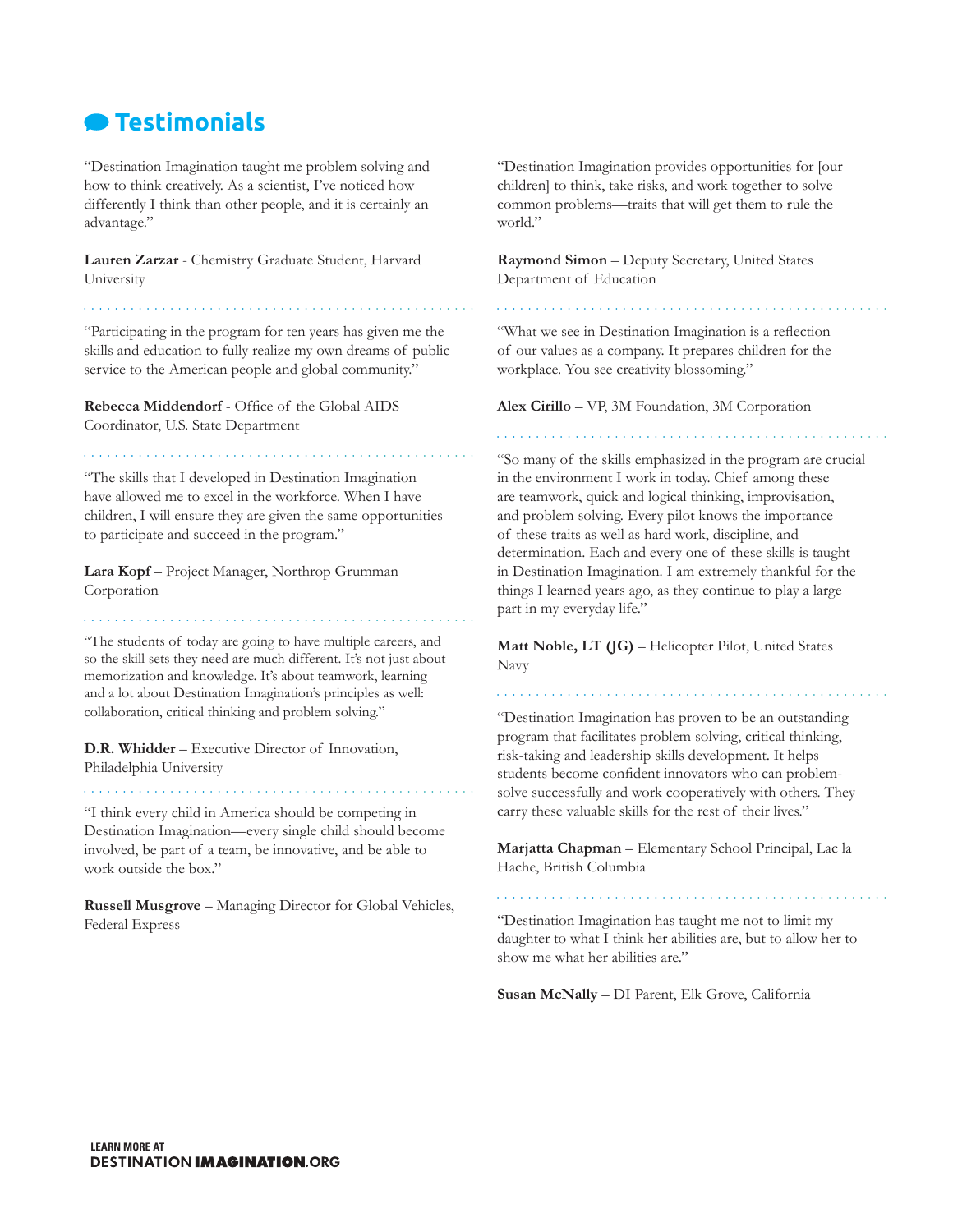# Testimonials

"Destination Imagination taught me problem solving and how to think creatively. As a scientist, I've noticed how differently I think than other people, and it is certainly an advantage."

**Lauren Zarzar** - Chemistry Graduate Student, Harvard University

"Participating in the program for ten years has given me the skills and education to fully realize my own dreams of public service to the American people and global community."

**Rebecca Middendorf** - Office of the Global AIDS Coordinator, U.S. State Department

"The skills that I developed in Destination Imagination have allowed me to excel in the workforce. When I have children, I will ensure they are given the same opportunities to participate and succeed in the program."

**Lara Kopf** – Project Manager, Northrop Grumman Corporation

"The students of today are going to have multiple careers, and so the skill sets they need are much different. It's not just about memorization and knowledge. It's about teamwork, learning and a lot about Destination Imagination's principles as well: collaboration, critical thinking and problem solving."

**D.R. Whidder** – Executive Director of Innovation, Philadelphia University

"I think every child in America should be competing in Destination Imagination—every single child should become involved, be part of a team, be innovative, and be able to work outside the box."

**Russell Musgrove** – Managing Director for Global Vehicles, Federal Express

"Destination Imagination provides opportunities for [our children] to think, take risks, and work together to solve common problems—traits that will get them to rule the world."

**Raymond Simon** – Deputy Secretary, United States Department of Education

"What we see in Destination Imagination is a reflection of our values as a company. It prepares children for the workplace. You see creativity blossoming."

**Alex Cirillo** – VP, 3M Foundation, 3M Corporation

"So many of the skills emphasized in the program are crucial in the environment I work in today. Chief among these are teamwork, quick and logical thinking, improvisation, and problem solving. Every pilot knows the importance of these traits as well as hard work, discipline, and determination. Each and every one of these skills is taught in Destination Imagination. I am extremely thankful for the things I learned years ago, as they continue to play a large part in my everyday life."

**Matt Noble, LT (JG)** – Helicopter Pilot, United States Navy

"Destination Imagination has proven to be an outstanding program that facilitates problem solving, critical thinking, risk-taking and leadership skills development. It helps students become confident innovators who can problem-solve successfully and work cooperatively with others. They carry these valuable skills for the rest of their lives."

**Marjatta Chapman** – Elementary School Principal, Lac la Hache, British Columbia

"Destination Imagination has taught me not to limit my daughter to what I think her abilities are, but to allow her to show me what her abilities are."

**Susan McNally** – DI Parent, Elk Grove, California

LEARN MORE AT
DESTINATION**IMAGINATION**.ORG